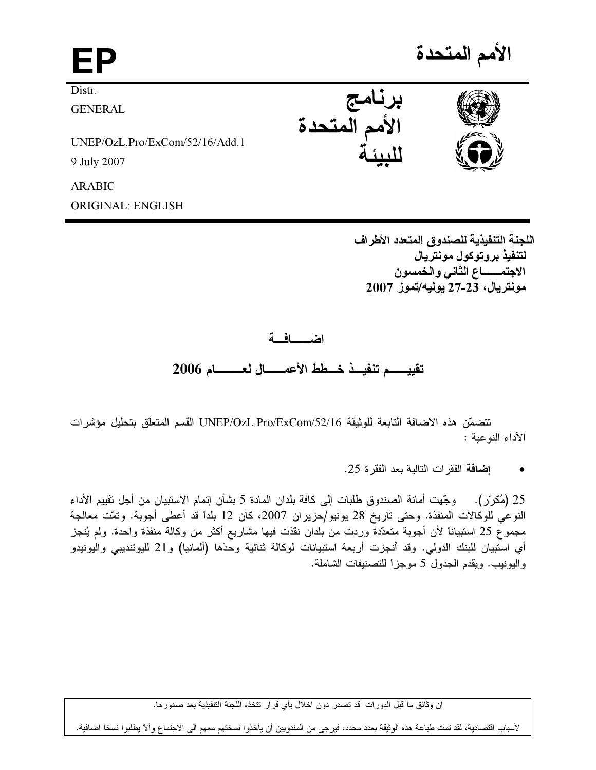# الأمم المتحدة

**EP**

Distr.
GENERAL

UNEP/OzL.Pro/ExCom/52/16/Add.1
9 July 2007

ARABIC
ORIGINAL: ENGLISH

**برنامج الأمم المتحدة للبيئة**

**اللجنة التنفيذية للصندوق المتعدد الأطراف لتنفيذ بروتوكول مونتريال**
**الاجتمـــــاع الثاني والخمسون**
**مونتريال، 23-27 يوليه/تموز 2007**

## اضــــافــة

## تقييـــم تنفيــذ خــطط الأعمـــال لعــــــام 2006

تتضمّن هذه الاضافة التابعة للوثيقة UNEP/OzL.Pro/ExCom/52/16 القسم المتعلّق بتحليل مؤشرات الأداء النوعية :

- **إضافة** الفقرات التالية بعد الفقرة 25.

25 (مُكرّر). وجّهت أمانة الصندوق طلبات إلى كافة بلدان المادة 5 بشأن إتمام الاستبيان من أجل تقييم الأداء النوعي للوكالات المنفذة. وحتى تاريخ 28 يونيو/حزيران 2007، كان 12 بلداً قد أعطى أجوبة. وتمّت معالجة مجموع 25 استبياناً لأن أجوبة متعدّدة وردت من بلدان نفذت فيها مشاريع أكثر من وكالة منفذة واحدة. ولم يُنجز أي استبيان للبنك الدولي. وقد أُنجزت أربعة استبيانات لوكالة ثنائية وحدَها (ألمانيا) و21 لليوئنديبي واليونيدو واليونيب. ويقدم الجدول 5 موجزاً للتصنيفات الشاملة.

ان وثائق ما قبل الدورات قد تصدر دون اخلال بأي قرار تتخذه اللجنة التنفيذية بعد صدورها.

لأسباب اقتصادية، لقد تمت طباعة هذه الوثيقة بعدد محدد، فيرجى من المندوبين أن يأخذوا نسختهم معهم الى الاجتماع وألا يطلبوا نسخا اضافية.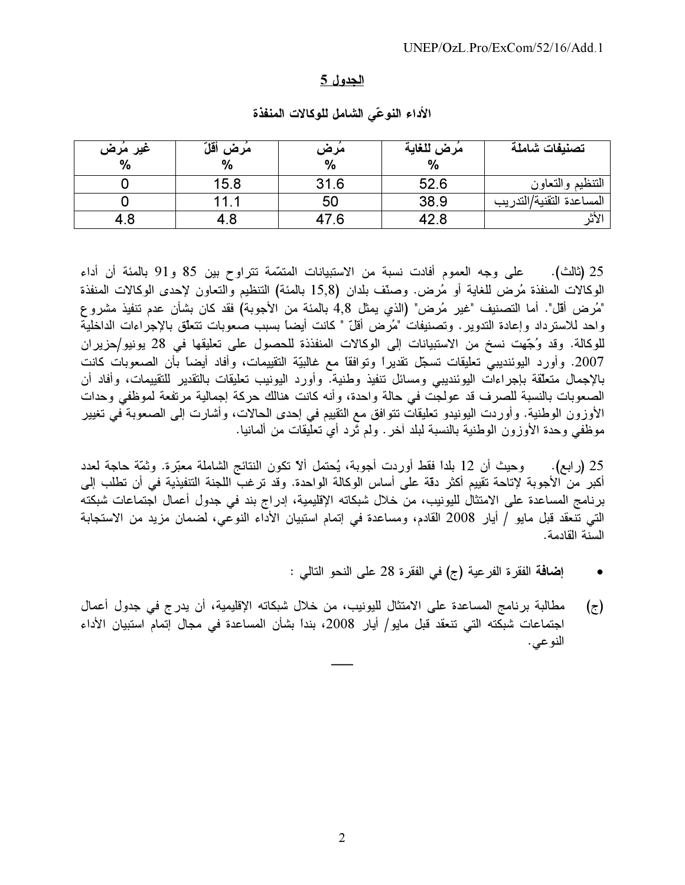## الجدول 5

### الأداء النوعّي الشامل للوكالات المنفذة

| تصنيفات شاملة | مُرض للغاية % | مُرض % | مُرض أقلّ % | غير مُرض % |
|---|---|---|---|---|
| التنظيم والتعاون | 52.6 | 31.6 | 15.8 | 0 |
| المساعدة التقنية/التدريب | 38.9 | 50 | 11.1 | 0 |
| الأثر | 42.8 | 47.6 | 4.8 | 4.8 |

25 (ثالث). على وجه العموم أفادت نسبة من الاستبيانات المتمّمة تتراوح بين 85 و91 بالمئة أن أداء الوكالات المنفذة مُرض للغاية أو مُرض. وصنّف بلدان (15,8 بالمئة) التنظيم والتعاون لإحدى الوكالات المنفذة "مُرض أقلّ". أما التصنيف "غير مُرض" (الذي يمثل 4,8 بالمئة من الأجوبة) فقد كان بشأن عدم تنفيذ مشروع واحد للاسترداد وإعادة التدوير. وتصنيفات "مُرض أقلّ " كانت أيضاً بسبب صعوبات تتعلّق بالإجراءات الداخلية للوكالة. وقد وُجّهت نسخ من الاستبيانات إلى الوكالات المنفذة للحصول على تعليقها في 28 يونيو/حزيران 2007. وأورد اليوئنديبي تعليقات تسجّل تقديراً وتوافقاً مع غالبيّة التقييمات، وأفاد أيضاً بأن الصعوبات كانت بالإجمال متعلّقة بإجراءات اليوئنديبي ومسائل تنفيذ وطنية. وأورد اليونيب تعليقات بالتقدير للتقييمات، وأفاد أن الصعوبات بالنسبة للصرف قد عولجت في حالة واحدة، وأنه كانت هنالك حركة إجمالية مرتفعة لموظفي وحدات الأوزون الوطنية. وأوردت اليونيدو تعليقات تتوافق مع التقييم في إحدى الحالات، وأشارت إلى الصعوبة في تغيير موظفي وحدة الأوزون الوطنية بالنسبة لبلد آخر. ولم ترد أي تعليقات من ألمانيا.

25 (رابع). وحيث أن 12 بلداً فقط أوردت أجوبة، يُحتمل ألاّ تكون النتائج الشاملة معبّرة. وثمّة حاجة لعدد أكبر من الأجوبة لإتاحة تقييم أكثر دقة على أساس الوكالة الواحدة. وقد ترغب اللجنة التنفيذية في أن تطلب إلى برنامج المساعدة على الامتثال لليونيب، من خلال شبكاته الإقليمية، إدراج بند في جدول أعمال اجتماعات شبكته التي تنعقد قبل مايو / أيار 2008 القادم، ومساعدة في إتمام استبيان الأداء النوعي، لضمان مزيد من الاستجابة السنة القادمة.

- **إضافة** الفقرة الفرعية (ج) في الفقرة 28 على النحو التالي :

(ج) مطالبة برنامج المساعدة على الامتثال لليونيب، من خلال شبكاته الإقليمية، أن يدرج في جدول أعمال اجتماعات شبكته التي تنعقد قبل مايو/ أيار 2008، بنداً بشأن المساعدة في مجال إتمام استبيان الأداء النوعي.

----